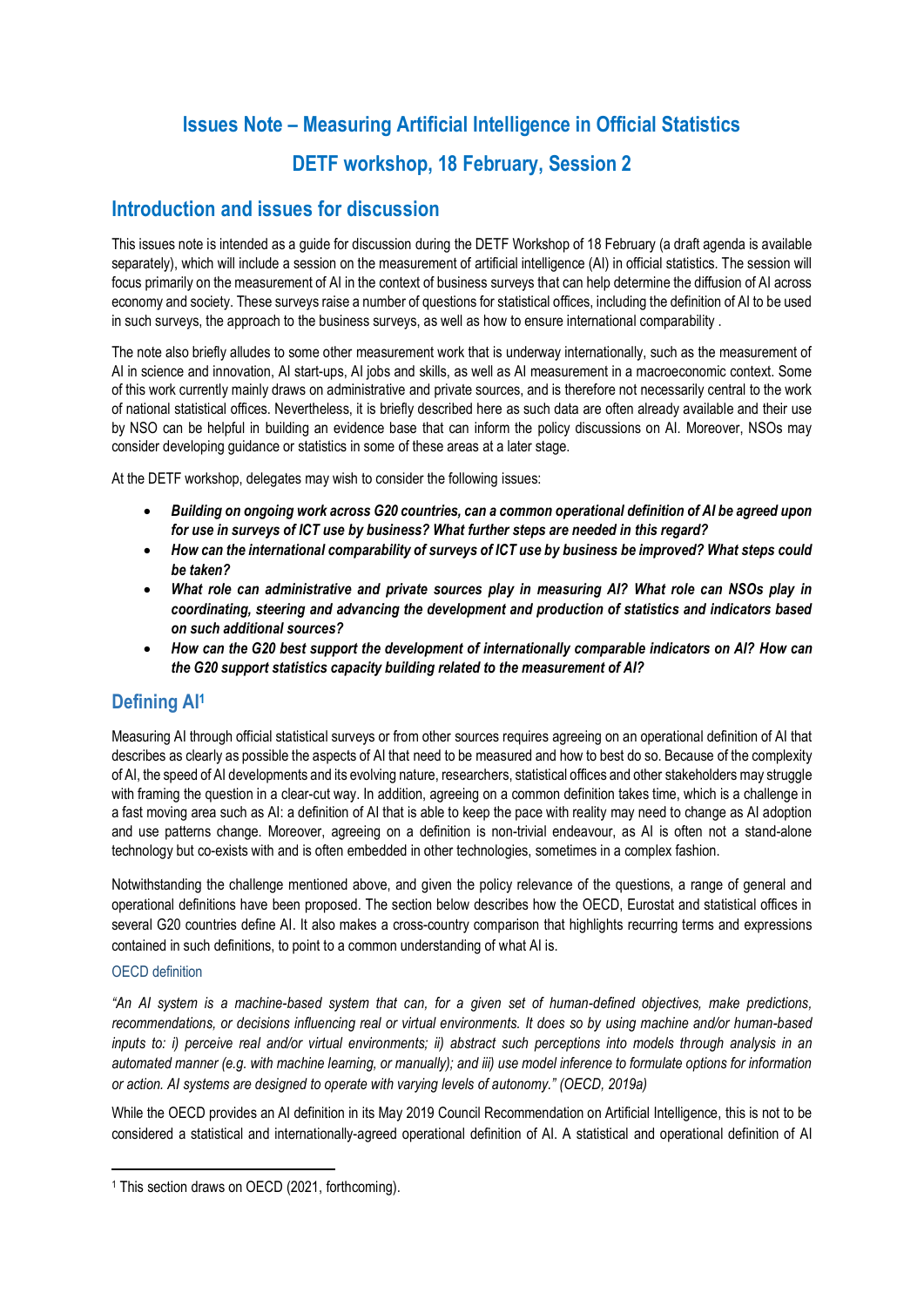# Issues Note – Measuring Artificial Intelligence in Official Statistics

## DETF workshop, 18 February, Session 2

## Introduction and issues for discussion

This issues note is intended as a guide for discussion during the DETF Workshop of 18 February (a draft agenda is available separately), which will include a session on the measurement of artificial intelligence (AI) in official statistics. The session will focus primarily on the measurement of AI in the context of business surveys that can help determine the diffusion of AI across economy and society. These surveys raise a number of questions for statistical offices, including the definition of AI to be used in such surveys, the approach to the business surveys, as well as how to ensure international comparability .

The note also briefly alludes to some other measurement work that is underway internationally, such as the measurement of AI in science and innovation, AI start-ups, AI jobs and skills, as well as AI measurement in a macroeconomic context. Some of this work currently mainly draws on administrative and private sources, and is therefore not necessarily central to the work of national statistical offices. Nevertheless, it is briefly described here as such data are often already available and their use by NSO can be helpful in building an evidence base that can inform the policy discussions on AI. Moreover, NSOs may consider developing guidance or statistics in some of these areas at a later stage.

At the DETF workshop, delegates may wish to consider the following issues:

- ***Building on ongoing work across G20 countries, can a common operational definition of AI be agreed upon for use in surveys of ICT use by business? What further steps are needed in this regard?***
- ***How can the international comparability of surveys of ICT use by business be improved? What steps could be taken?***
- ***What role can administrative and private sources play in measuring AI? What role can NSOs play in coordinating, steering and advancing the development and production of statistics and indicators based on such additional sources?***
- ***How can the G20 best support the development of internationally comparable indicators on AI? How can the G20 support statistics capacity building related to the measurement of AI?***

## Defining AI[1]

Measuring AI through official statistical surveys or from other sources requires agreeing on an operational definition of AI that describes as clearly as possible the aspects of AI that need to be measured and how to best do so. Because of the complexity of AI, the speed of AI developments and its evolving nature, researchers, statistical offices and other stakeholders may struggle with framing the question in a clear-cut way. In addition, agreeing on a common definition takes time, which is a challenge in a fast moving area such as AI: a definition of AI that is able to keep the pace with reality may need to change as AI adoption and use patterns change. Moreover, agreeing on a definition is non-trivial endeavour, as AI is often not a stand-alone technology but co-exists with and is often embedded in other technologies, sometimes in a complex fashion.

Notwithstanding the challenge mentioned above, and given the policy relevance of the questions, a range of general and operational definitions have been proposed. The section below describes how the OECD, Eurostat and statistical offices in several G20 countries define AI. It also makes a cross-country comparison that highlights recurring terms and expressions contained in such definitions, to point to a common understanding of what AI is.

### OECD definition

*"An AI system is a machine-based system that can, for a given set of human-defined objectives, make predictions, recommendations, or decisions influencing real or virtual environments. It does so by using machine and/or human-based inputs to: i) perceive real and/or virtual environments; ii) abstract such perceptions into models through analysis in an automated manner (e.g. with machine learning, or manually); and iii) use model inference to formulate options for information or action. AI systems are designed to operate with varying levels of autonomy." (OECD, 2019a)*

While the OECD provides an AI definition in its May 2019 Council Recommendation on Artificial Intelligence, this is not to be considered a statistical and internationally-agreed operational definition of AI. A statistical and operational definition of AI

[1] This section draws on OECD (2021, forthcoming).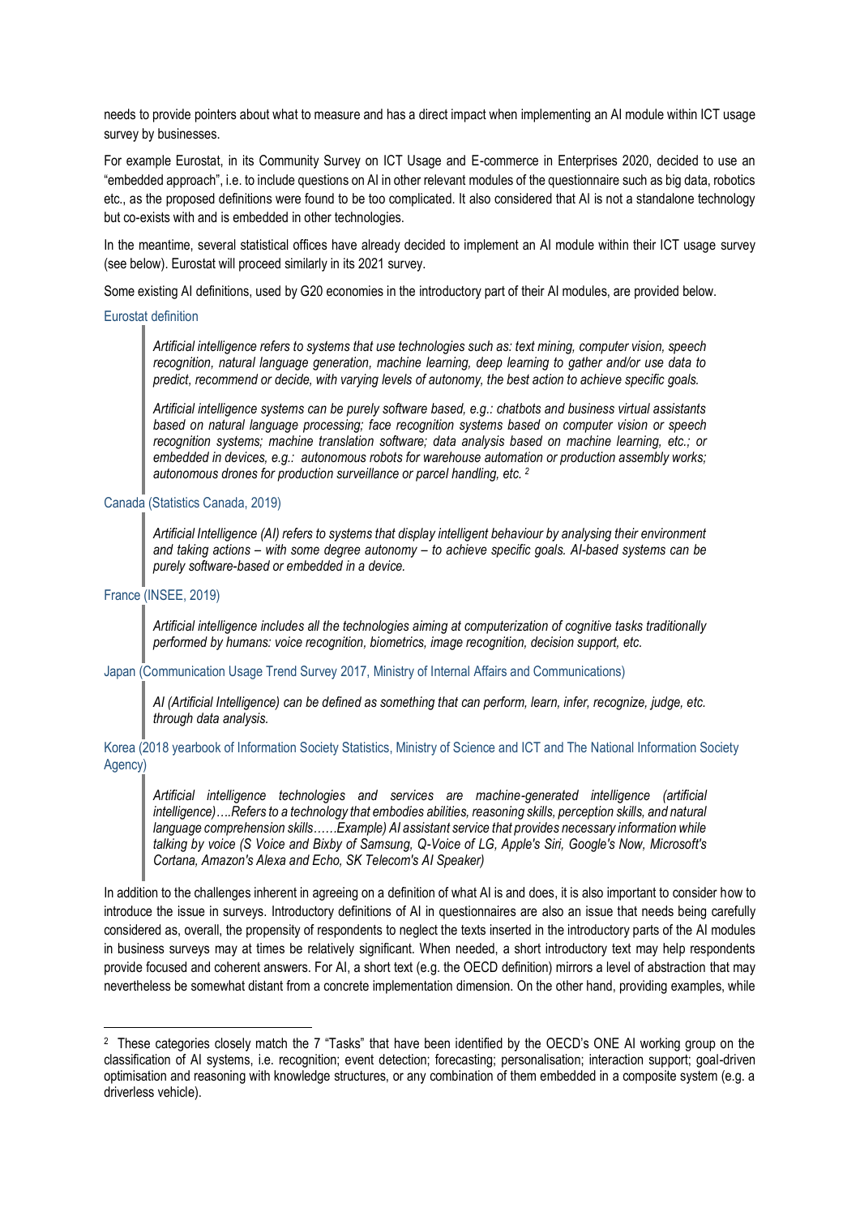needs to provide pointers about what to measure and has a direct impact when implementing an AI module within ICT usage survey by businesses.

For example Eurostat, in its Community Survey on ICT Usage and E-commerce in Enterprises 2020, decided to use an "embedded approach", i.e. to include questions on AI in other relevant modules of the questionnaire such as big data, robotics etc., as the proposed definitions were found to be too complicated. It also considered that AI is not a standalone technology but co-exists with and is embedded in other technologies.

In the meantime, several statistical offices have already decided to implement an AI module within their ICT usage survey (see below). Eurostat will proceed similarly in its 2021 survey.

Some existing AI definitions, used by G20 economies in the introductory part of their AI modules, are provided below.

Eurostat definition

> *Artificial intelligence refers to systems that use technologies such as: text mining, computer vision, speech recognition, natural language generation, machine learning, deep learning to gather and/or use data to predict, recommend or decide, with varying levels of autonomy, the best action to achieve specific goals.*
>
> *Artificial intelligence systems can be purely software based, e.g.: chatbots and business virtual assistants based on natural language processing; face recognition systems based on computer vision or speech recognition systems; machine translation software; data analysis based on machine learning, etc.; or embedded in devices, e.g.: autonomous robots for warehouse automation or production assembly works; autonomous drones for production surveillance or parcel handling, etc.* [2]

Canada (Statistics Canada, 2019)

> *Artificial Intelligence (AI) refers to systems that display intelligent behaviour by analysing their environment and taking actions – with some degree autonomy – to achieve specific goals. AI-based systems can be purely software-based or embedded in a device.*

France (INSEE, 2019)

> *Artificial intelligence includes all the technologies aiming at computerization of cognitive tasks traditionally performed by humans: voice recognition, biometrics, image recognition, decision support, etc.*

Japan (Communication Usage Trend Survey 2017, Ministry of Internal Affairs and Communications)

> *AI (Artificial Intelligence) can be defined as something that can perform, learn, infer, recognize, judge, etc. through data analysis.*

Korea (2018 yearbook of Information Society Statistics, Ministry of Science and ICT and The National Information Society Agency)

> *Artificial intelligence technologies and services are machine-generated intelligence (artificial intelligence)….Refers to a technology that embodies abilities, reasoning skills, perception skills, and natural language comprehension skills……Example) AI assistant service that provides necessary information while talking by voice (S Voice and Bixby of Samsung, Q-Voice of LG, Apple's Siri, Google's Now, Microsoft's Cortana, Amazon's Alexa and Echo, SK Telecom's AI Speaker)*

In addition to the challenges inherent in agreeing on a definition of what AI is and does, it is also important to consider how to introduce the issue in surveys. Introductory definitions of AI in questionnaires are also an issue that needs being carefully considered as, overall, the propensity of respondents to neglect the texts inserted in the introductory parts of the AI modules in business surveys may at times be relatively significant. When needed, a short introductory text may help respondents provide focused and coherent answers. For AI, a short text (e.g. the OECD definition) mirrors a level of abstraction that may nevertheless be somewhat distant from a concrete implementation dimension. On the other hand, providing examples, while

---

[2] These categories closely match the 7 "Tasks" that have been identified by the OECD's ONE AI working group on the classification of AI systems, i.e. recognition; event detection; forecasting; personalisation; interaction support; goal-driven optimisation and reasoning with knowledge structures, or any combination of them embedded in a composite system (e.g. a driverless vehicle).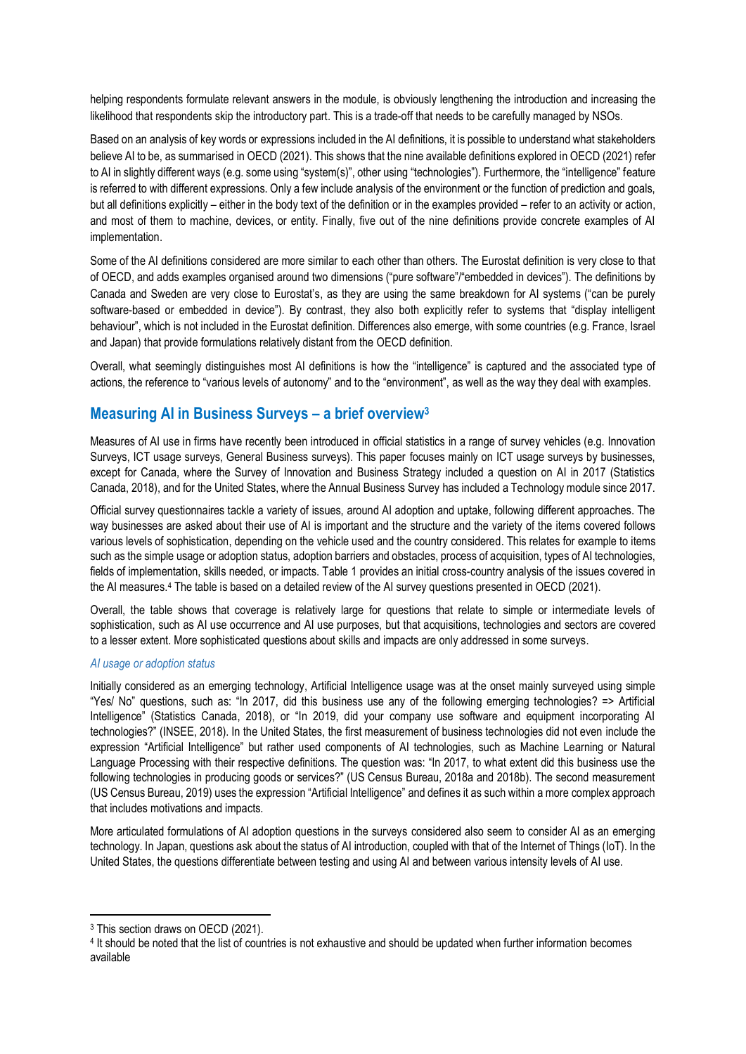helping respondents formulate relevant answers in the module, is obviously lengthening the introduction and increasing the likelihood that respondents skip the introductory part. This is a trade-off that needs to be carefully managed by NSOs.

Based on an analysis of key words or expressions included in the AI definitions, it is possible to understand what stakeholders believe AI to be, as summarised in OECD (2021). This shows that the nine available definitions explored in OECD (2021) refer to AI in slightly different ways (e.g. some using "system(s)", other using "technologies"). Furthermore, the "intelligence" feature is referred to with different expressions. Only a few include analysis of the environment or the function of prediction and goals, but all definitions explicitly – either in the body text of the definition or in the examples provided – refer to an activity or action, and most of them to machine, devices, or entity. Finally, five out of the nine definitions provide concrete examples of AI implementation.

Some of the AI definitions considered are more similar to each other than others. The Eurostat definition is very close to that of OECD, and adds examples organised around two dimensions ("pure software"/"embedded in devices"). The definitions by Canada and Sweden are very close to Eurostat's, as they are using the same breakdown for AI systems ("can be purely software-based or embedded in device"). By contrast, they also both explicitly refer to systems that "display intelligent behaviour", which is not included in the Eurostat definition. Differences also emerge, with some countries (e.g. France, Israel and Japan) that provide formulations relatively distant from the OECD definition.

Overall, what seemingly distinguishes most AI definitions is how the "intelligence" is captured and the associated type of actions, the reference to "various levels of autonomy" and to the "environment", as well as the way they deal with examples.

## Measuring AI in Business Surveys – a brief overview[3]

Measures of AI use in firms have recently been introduced in official statistics in a range of survey vehicles (e.g. Innovation Surveys, ICT usage surveys, General Business surveys). This paper focuses mainly on ICT usage surveys by businesses, except for Canada, where the Survey of Innovation and Business Strategy included a question on AI in 2017 (Statistics Canada, 2018), and for the United States, where the Annual Business Survey has included a Technology module since 2017.

Official survey questionnaires tackle a variety of issues, around AI adoption and uptake, following different approaches. The way businesses are asked about their use of AI is important and the structure and the variety of the items covered follows various levels of sophistication, depending on the vehicle used and the country considered. This relates for example to items such as the simple usage or adoption status, adoption barriers and obstacles, process of acquisition, types of AI technologies, fields of implementation, skills needed, or impacts. Table 1 provides an initial cross-country analysis of the issues covered in the AI measures.[4] The table is based on a detailed review of the AI survey questions presented in OECD (2021).

Overall, the table shows that coverage is relatively large for questions that relate to simple or intermediate levels of sophistication, such as AI use occurrence and AI use purposes, but that acquisitions, technologies and sectors are covered to a lesser extent. More sophisticated questions about skills and impacts are only addressed in some surveys.

### *AI usage or adoption status*

Initially considered as an emerging technology, Artificial Intelligence usage was at the onset mainly surveyed using simple "Yes/ No" questions, such as: "In 2017, did this business use any of the following emerging technologies? => Artificial Intelligence" (Statistics Canada, 2018), or "In 2019, did your company use software and equipment incorporating AI technologies?" (INSEE, 2018). In the United States, the first measurement of business technologies did not even include the expression "Artificial Intelligence" but rather used components of AI technologies, such as Machine Learning or Natural Language Processing with their respective definitions. The question was: "In 2017, to what extent did this business use the following technologies in producing goods or services?" (US Census Bureau, 2018a and 2018b). The second measurement (US Census Bureau, 2019) uses the expression "Artificial Intelligence" and defines it as such within a more complex approach that includes motivations and impacts.

More articulated formulations of AI adoption questions in the surveys considered also seem to consider AI as an emerging technology. In Japan, questions ask about the status of AI introduction, coupled with that of the Internet of Things (IoT). In the United States, the questions differentiate between testing and using AI and between various intensity levels of AI use.

[3] This section draws on OECD (2021).

[4] It should be noted that the list of countries is not exhaustive and should be updated when further information becomes available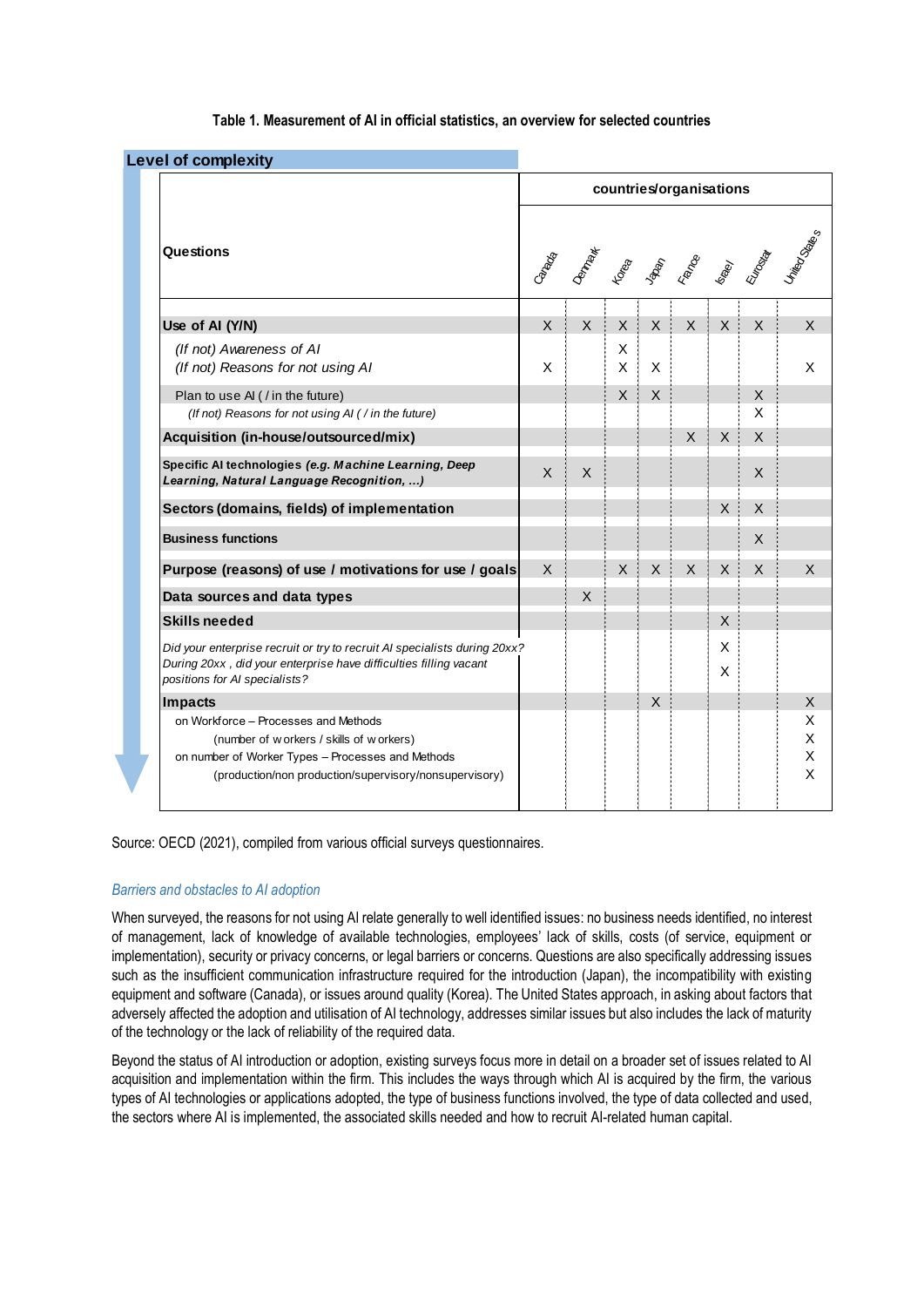**Table 1. Measurement of AI in official statistics, an overview for selected countries**

Level of complexity

| Questions | Canada | Denmark | Korea | Japan | France | Israel | Eurostat | United States |
|---|---|---|---|---|---|---|---|---|
| **Use of AI (Y/N)** | X | X | X | X | X | X | X | X |
| *(If not) Awareness of AI* | | | X | | | | | |
| *(If not) Reasons for not using AI* | X | | X | X | | | | X |
| Plan to use AI ( / in the future) | | | X | X | | | X | |
| *(If not) Reasons for not using AI ( / in the future)* | | | | | | | X | |
| **Acquisition (in-house/outsourced/mix)** | | | | | X | X | X | |
| **Specific AI technologies** ***(e.g. Machine Learning, Deep Learning, Natural Language Recognition, …)*** | X | X | | | | | X | |
| **Sectors (domains, fields) of implementation** | | | | | | X | X | |
| **Business functions** | | | | | | | X | |
| **Purpose (reasons) of use / motivations for use / goals** | X | | X | X | X | X | X | X |
| **Data sources and data types** | | X | | | | | | |
| **Skills needed** | | | | | | X | | |
| *Did your enterprise recruit or try to recruit AI specialists during 20xx?* | | | | | | X | | |
| *During 20xx , did your enterprise have difficulties filling vacant positions for AI specialists?* | | | | | | X | | |
| **Impacts** | | | | X | | | | X |
| on Workforce – Processes and Methods | | | | | | | | X |
| (number of workers / skills of workers) | | | | | | | | X |
| on number of Worker Types – Processes and Methods | | | | | | | | X |
| (production/non production/supervisory/nonsupervisory) | | | | | | | | X |

Source: OECD (2021), compiled from various official surveys questionnaires.

*Barriers and obstacles to AI adoption*

When surveyed, the reasons for not using AI relate generally to well identified issues: no business needs identified, no interest of management, lack of knowledge of available technologies, employees' lack of skills, costs (of service, equipment or implementation), security or privacy concerns, or legal barriers or concerns. Questions are also specifically addressing issues such as the insufficient communication infrastructure required for the introduction (Japan), the incompatibility with existing equipment and software (Canada), or issues around quality (Korea). The United States approach, in asking about factors that adversely affected the adoption and utilisation of AI technology, addresses similar issues but also includes the lack of maturity of the technology or the lack of reliability of the required data.

Beyond the status of AI introduction or adoption, existing surveys focus more in detail on a broader set of issues related to AI acquisition and implementation within the firm. This includes the ways through which AI is acquired by the firm, the various types of AI technologies or applications adopted, the type of business functions involved, the type of data collected and used, the sectors where AI is implemented, the associated skills needed and how to recruit AI-related human capital.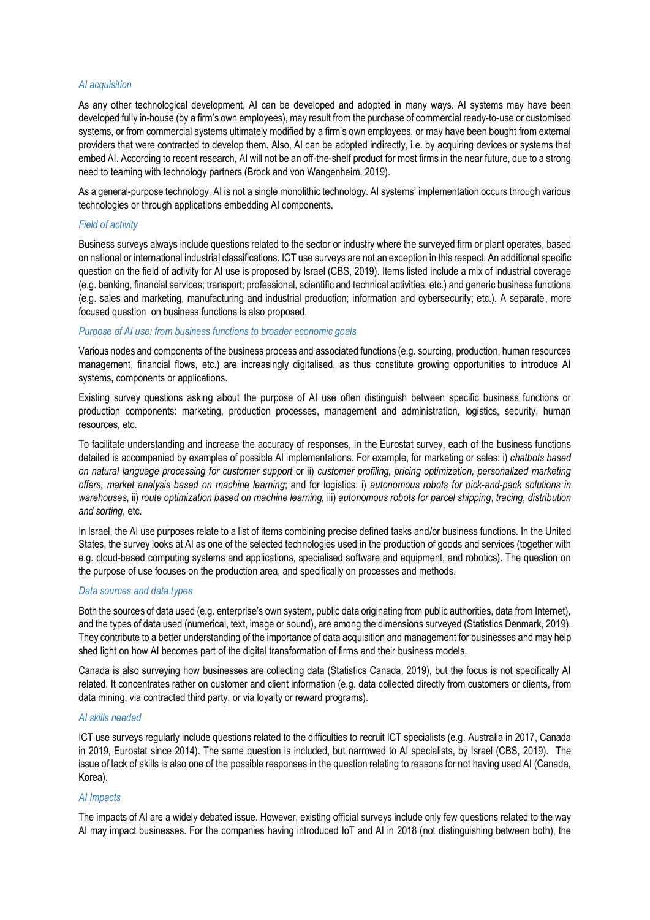*AI acquisition*

As any other technological development, AI can be developed and adopted in many ways. AI systems may have been developed fully in-house (by a firm's own employees), may result from the purchase of commercial ready-to-use or customised systems, or from commercial systems ultimately modified by a firm's own employees, or may have been bought from external providers that were contracted to develop them. Also, AI can be adopted indirectly, i.e. by acquiring devices or systems that embed AI. According to recent research, AI will not be an off-the-shelf product for most firms in the near future, due to a strong need to teaming with technology partners (Brock and von Wangenheim, 2019).

As a general-purpose technology, AI is not a single monolithic technology. AI systems' implementation occurs through various technologies or through applications embedding AI components.

*Field of activity*

Business surveys always include questions related to the sector or industry where the surveyed firm or plant operates, based on national or international industrial classifications. ICT use surveys are not an exception in this respect. An additional specific question on the field of activity for AI use is proposed by Israel (CBS, 2019). Items listed include a mix of industrial coverage (e.g. banking, financial services; transport; professional, scientific and technical activities; etc.) and generic business functions (e.g. sales and marketing, manufacturing and industrial production; information and cybersecurity; etc.). A separate, more focused question on business functions is also proposed.

*Purpose of AI use: from business functions to broader economic goals*

Various nodes and components of the business process and associated functions (e.g. sourcing, production, human resources management, financial flows, etc.) are increasingly digitalised, as thus constitute growing opportunities to introduce AI systems, components or applications.

Existing survey questions asking about the purpose of AI use often distinguish between specific business functions or production components: marketing, production processes, management and administration, logistics, security, human resources, etc.

To facilitate understanding and increase the accuracy of responses, in the Eurostat survey, each of the business functions detailed is accompanied by examples of possible AI implementations. For example, for marketing or sales: i) *chatbots based on natural language processing for customer support* or ii) *customer profiling, pricing optimization, personalized marketing offers, market analysis based on machine learning*; and for logistics: i) *autonomous robots for pick-and-pack solutions in warehouses*, ii) *route optimization based on machine learning,* iii) *autonomous robots for parcel shipping*, *tracing, distribution and sorting*, etc.

In Israel, the AI use purposes relate to a list of items combining precise defined tasks and/or business functions. In the United States, the survey looks at AI as one of the selected technologies used in the production of goods and services (together with e.g. cloud-based computing systems and applications, specialised software and equipment, and robotics). The question on the purpose of use focuses on the production area, and specifically on processes and methods.

*Data sources and data types*

Both the sources of data used (e.g. enterprise's own system, public data originating from public authorities, data from Internet), and the types of data used (numerical, text, image or sound), are among the dimensions surveyed (Statistics Denmark, 2019). They contribute to a better understanding of the importance of data acquisition and management for businesses and may help shed light on how AI becomes part of the digital transformation of firms and their business models.

Canada is also surveying how businesses are collecting data (Statistics Canada, 2019), but the focus is not specifically AI related. It concentrates rather on customer and client information (e.g. data collected directly from customers or clients, from data mining, via contracted third party, or via loyalty or reward programs).

*AI skills needed*

ICT use surveys regularly include questions related to the difficulties to recruit ICT specialists (e.g. Australia in 2017, Canada in 2019, Eurostat since 2014). The same question is included, but narrowed to AI specialists, by Israel (CBS, 2019). The issue of lack of skills is also one of the possible responses in the question relating to reasons for not having used AI (Canada, Korea).

*AI Impacts*

The impacts of AI are a widely debated issue. However, existing official surveys include only few questions related to the way AI may impact businesses. For the companies having introduced IoT and AI in 2018 (not distinguishing between both), the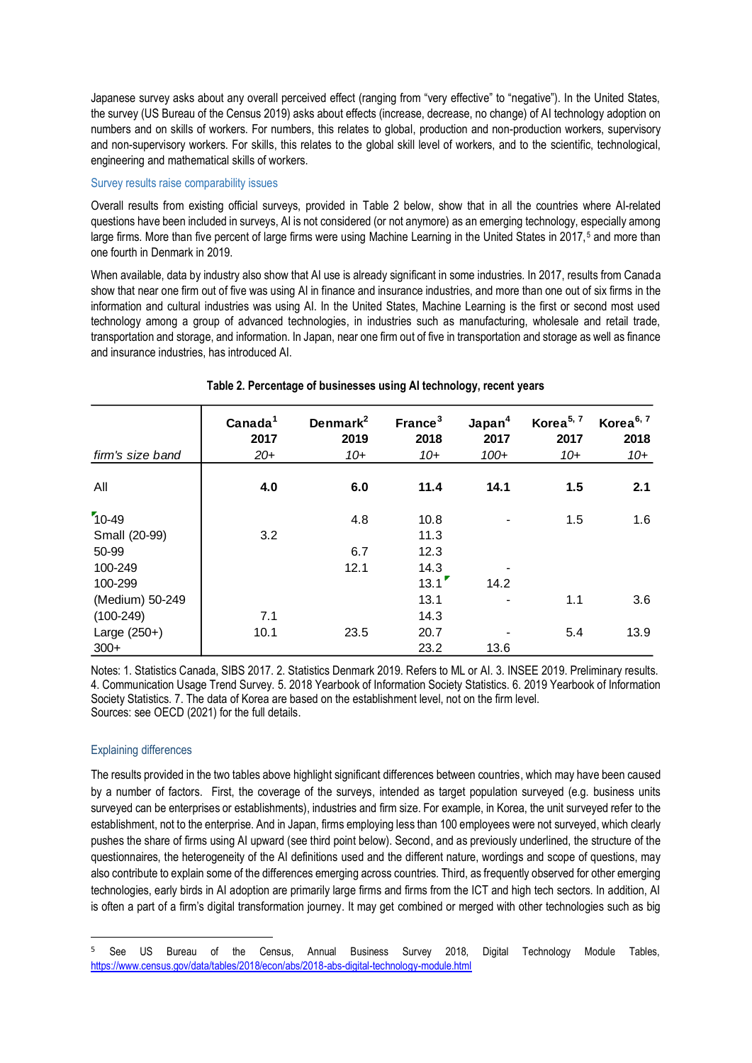Japanese survey asks about any overall perceived effect (ranging from "very effective" to "negative"). In the United States, the survey (US Bureau of the Census 2019) asks about effects (increase, decrease, no change) of AI technology adoption on numbers and on skills of workers. For numbers, this relates to global, production and non-production workers, supervisory and non-supervisory workers. For skills, this relates to the global skill level of workers, and to the scientific, technological, engineering and mathematical skills of workers.

### Survey results raise comparability issues

Overall results from existing official surveys, provided in Table 2 below, show that in all the countries where AI-related questions have been included in surveys, AI is not considered (or not anymore) as an emerging technology, especially among large firms. More than five percent of large firms were using Machine Learning in the United States in 2017,[5] and more than one fourth in Denmark in 2019.

When available, data by industry also show that AI use is already significant in some industries. In 2017, results from Canada show that near one firm out of five was using AI in finance and insurance industries, and more than one out of six firms in the information and cultural industries was using AI. In the United States, Machine Learning is the first or second most used technology among a group of advanced technologies, in industries such as manufacturing, wholesale and retail trade, transportation and storage, and information. In Japan, near one firm out of five in transportation and storage as well as finance and insurance industries, has introduced AI.

**Table 2. Percentage of businesses using AI technology, recent years**

| *firm's size band* | Canada[1] 2017 *20+* | Denmark[2] 2019 *10+* | France[3] 2018 *10+* | Japan[4] 2017 *100+* | Korea[5, 7] 2017 *10+* | Korea[6, 7] 2018 *10+* |
|---|---|---|---|---|---|---|
| All | **4.0** | **6.0** | **11.4** | **14.1** | **1.5** | **2.1** |
| 10-49 | | 4.8 | 10.8 | - | 1.5 | 1.6 |
| Small (20-99) | 3.2 | | 11.3 | | | |
| 50-99 | | 6.7 | 12.3 | | | |
| 100-249 | | 12.1 | 14.3 | - | | |
| 100-299 | | | 13.1 | 14.2 | | |
| (Medium) 50-249 | | | 13.1 | - | 1.1 | 3.6 |
| (100-249) | 7.1 | | 14.3 | | | |
| Large (250+) | 10.1 | 23.5 | 20.7 | - | 5.4 | 13.9 |
| 300+ | | | 23.2 | 13.6 | | |

Notes: 1. Statistics Canada, SIBS 2017. 2. Statistics Denmark 2019. Refers to ML or AI. 3. INSEE 2019. Preliminary results. 4. Communication Usage Trend Survey. 5. 2018 Yearbook of Information Society Statistics. 6. 2019 Yearbook of Information Society Statistics. 7. The data of Korea are based on the establishment level, not on the firm level.
Sources: see OECD (2021) for the full details.

### Explaining differences

The results provided in the two tables above highlight significant differences between countries, which may have been caused by a number of factors. First, the coverage of the surveys, intended as target population surveyed (e.g. business units surveyed can be enterprises or establishments), industries and firm size. For example, in Korea, the unit surveyed refer to the establishment, not to the enterprise. And in Japan, firms employing less than 100 employees were not surveyed, which clearly pushes the share of firms using AI upward (see third point below). Second, and as previously underlined, the structure of the questionnaires, the heterogeneity of the AI definitions used and the different nature, wordings and scope of questions, may also contribute to explain some of the differences emerging across countries. Third, as frequently observed for other emerging technologies, early birds in AI adoption are primarily large firms and firms from the ICT and high tech sectors. In addition, AI is often a part of a firm's digital transformation journey. It may get combined or merged with other technologies such as big

---

[5] See US Bureau of the Census, Annual Business Survey 2018, Digital Technology Module Tables, https://www.census.gov/data/tables/2018/econ/abs/2018-abs-digital-technology-module.html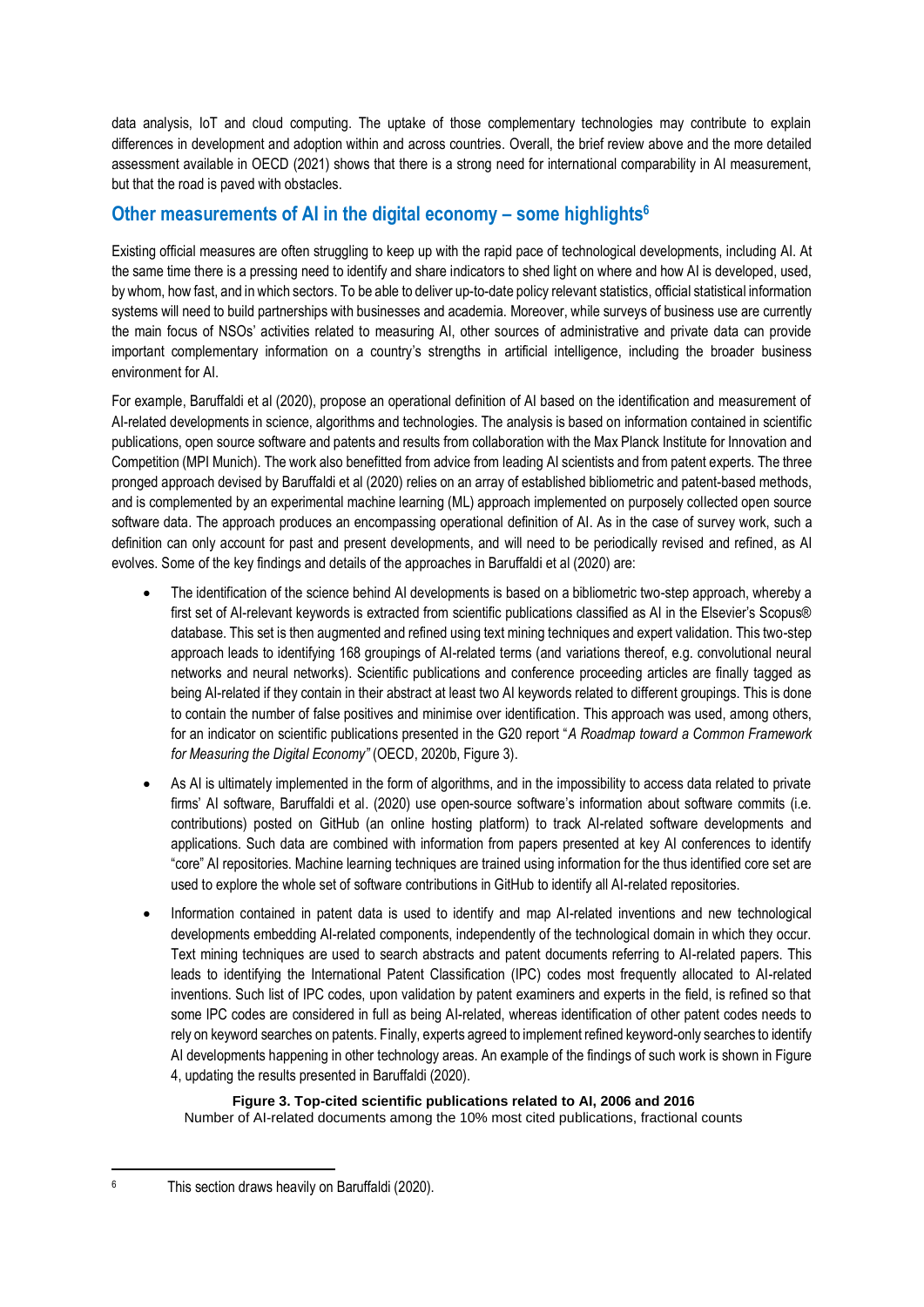data analysis, IoT and cloud computing. The uptake of those complementary technologies may contribute to explain differences in development and adoption within and across countries. Overall, the brief review above and the more detailed assessment available in OECD (2021) shows that there is a strong need for international comparability in AI measurement, but that the road is paved with obstacles.

## Other measurements of AI in the digital economy – some highlights[6]

Existing official measures are often struggling to keep up with the rapid pace of technological developments, including AI. At the same time there is a pressing need to identify and share indicators to shed light on where and how AI is developed, used, by whom, how fast, and in which sectors. To be able to deliver up-to-date policy relevant statistics, official statistical information systems will need to build partnerships with businesses and academia. Moreover, while surveys of business use are currently the main focus of NSOs' activities related to measuring AI, other sources of administrative and private data can provide important complementary information on a country's strengths in artificial intelligence, including the broader business environment for AI.

For example, Baruffaldi et al (2020), propose an operational definition of AI based on the identification and measurement of AI-related developments in science, algorithms and technologies. The analysis is based on information contained in scientific publications, open source software and patents and results from collaboration with the Max Planck Institute for Innovation and Competition (MPI Munich). The work also benefitted from advice from leading AI scientists and from patent experts. The three pronged approach devised by Baruffaldi et al (2020) relies on an array of established bibliometric and patent-based methods, and is complemented by an experimental machine learning (ML) approach implemented on purposely collected open source software data. The approach produces an encompassing operational definition of AI. As in the case of survey work, such a definition can only account for past and present developments, and will need to be periodically revised and refined, as AI evolves. Some of the key findings and details of the approaches in Baruffaldi et al (2020) are:

- The identification of the science behind AI developments is based on a bibliometric two-step approach, whereby a first set of AI-relevant keywords is extracted from scientific publications classified as AI in the Elsevier's Scopus® database. This set is then augmented and refined using text mining techniques and expert validation. This two-step approach leads to identifying 168 groupings of AI-related terms (and variations thereof, e.g. convolutional neural networks and neural networks). Scientific publications and conference proceeding articles are finally tagged as being AI-related if they contain in their abstract at least two AI keywords related to different groupings. This is done to contain the number of false positives and minimise over identification. This approach was used, among others, for an indicator on scientific publications presented in the G20 report "*A Roadmap toward a Common Framework for Measuring the Digital Economy"* (OECD, 2020b, Figure 3).
- As AI is ultimately implemented in the form of algorithms, and in the impossibility to access data related to private firms' AI software, Baruffaldi et al. (2020) use open-source software's information about software commits (i.e. contributions) posted on GitHub (an online hosting platform) to track AI-related software developments and applications. Such data are combined with information from papers presented at key AI conferences to identify "core" AI repositories. Machine learning techniques are trained using information for the thus identified core set are used to explore the whole set of software contributions in GitHub to identify all AI-related repositories.
- Information contained in patent data is used to identify and map AI-related inventions and new technological developments embedding AI-related components, independently of the technological domain in which they occur. Text mining techniques are used to search abstracts and patent documents referring to AI-related papers. This leads to identifying the International Patent Classification (IPC) codes most frequently allocated to AI-related inventions. Such list of IPC codes, upon validation by patent examiners and experts in the field, is refined so that some IPC codes are considered in full as being AI-related, whereas identification of other patent codes needs to rely on keyword searches on patents. Finally, experts agreed to implement refined keyword-only searches to identify AI developments happening in other technology areas. An example of the findings of such work is shown in Figure 4, updating the results presented in Baruffaldi (2020).

**Figure 3. Top-cited scientific publications related to AI, 2006 and 2016**

Number of AI-related documents among the 10% most cited publications, fractional counts

[6] This section draws heavily on Baruffaldi (2020).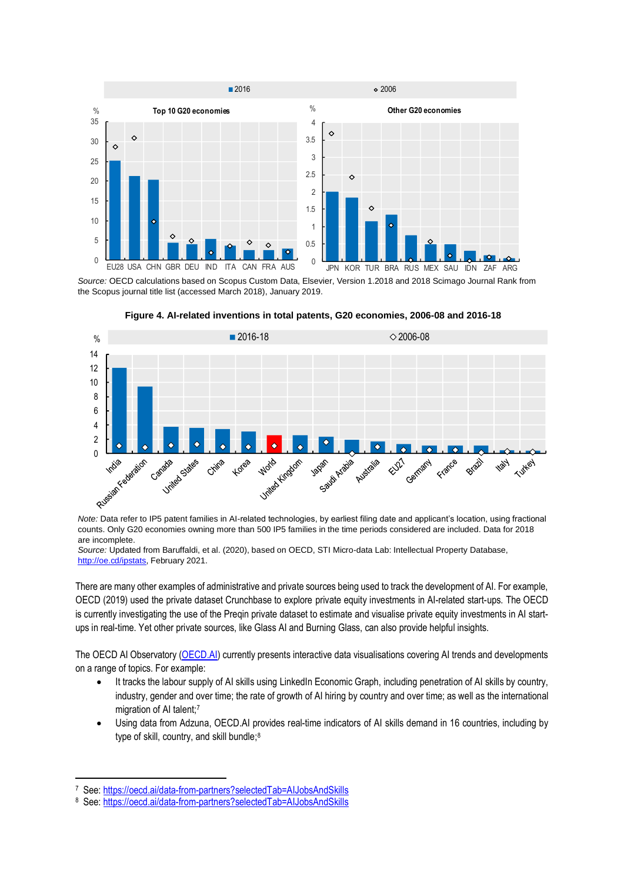Source: OECD calculations based on Scopus Custom Data, Elsevier, Version 1.2018 and 2018 Scimago Journal Rank from the Scopus journal title list (accessed March 2018), January 2019.

**Figure 4. AI-related inventions in total patents, G20 economies, 2006-08 and 2016-18**

*Note:* Data refer to IP5 patent families in AI-related technologies, by earliest filing date and applicant's location, using fractional counts. Only G20 economies owning more than 500 IP5 families in the time periods considered are included. Data for 2018 are incomplete.
*Source:* Updated from Baruffaldi, et al. (2020), based on OECD, STI Micro-data Lab: Intellectual Property Database, http://oe.cd/ipstats, February 2021.

There are many other examples of administrative and private sources being used to track the development of AI. For example, OECD (2019) used the private dataset Crunchbase to explore private equity investments in AI-related start-ups. The OECD is currently investigating the use of the Preqin private dataset to estimate and visualise private equity investments in AI start-ups in real-time. Yet other private sources, like Glass AI and Burning Glass, can also provide helpful insights.

The OECD AI Observatory (OECD.AI) currently presents interactive data visualisations covering AI trends and developments on a range of topics. For example:

- It tracks the labour supply of AI skills using LinkedIn Economic Graph, including penetration of AI skills by country, industry, gender and over time; the rate of growth of AI hiring by country and over time; as well as the international migration of AI talent;[7]
- Using data from Adzuna, OECD.AI provides real-time indicators of AI skills demand in 16 countries, including by type of skill, country, and skill bundle;[8]

---

[7] See: https://oecd.ai/data-from-partners?selectedTab=AIJobsAndSkills
[8] See: https://oecd.ai/data-from-partners?selectedTab=AIJobsAndSkills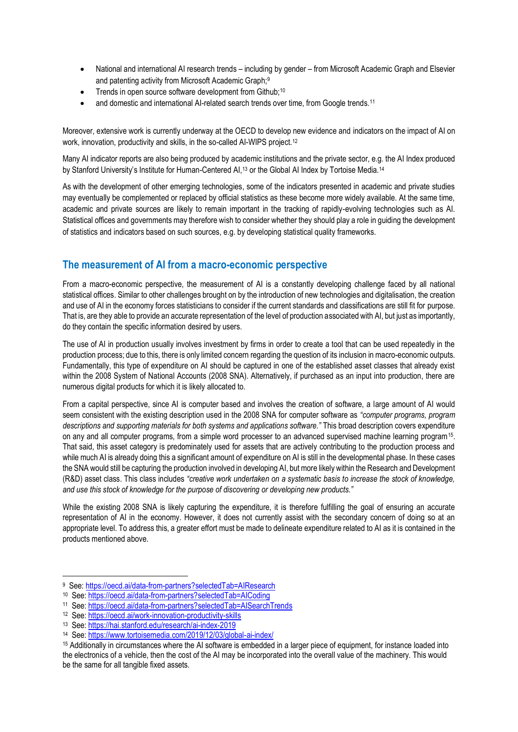- National and international AI research trends – including by gender – from Microsoft Academic Graph and Elsevier and patenting activity from Microsoft Academic Graph;[9]
- Trends in open source software development from Github;[10]
- and domestic and international AI-related search trends over time, from Google trends.[11]

Moreover, extensive work is currently underway at the OECD to develop new evidence and indicators on the impact of AI on work, innovation, productivity and skills, in the so-called AI-WIPS project.[12]

Many AI indicator reports are also being produced by academic institutions and the private sector, e.g. the AI Index produced by Stanford University's Institute for Human-Centered AI,[13] or the Global AI Index by Tortoise Media.[14]

As with the development of other emerging technologies, some of the indicators presented in academic and private studies may eventually be complemented or replaced by official statistics as these become more widely available. At the same time, academic and private sources are likely to remain important in the tracking of rapidly-evolving technologies such as AI. Statistical offices and governments may therefore wish to consider whether they should play a role in guiding the development of statistics and indicators based on such sources, e.g. by developing statistical quality frameworks.

## The measurement of AI from a macro-economic perspective

From a macro-economic perspective, the measurement of AI is a constantly developing challenge faced by all national statistical offices. Similar to other challenges brought on by the introduction of new technologies and digitalisation, the creation and use of AI in the economy forces statisticians to consider if the current standards and classifications are still fit for purpose. That is, are they able to provide an accurate representation of the level of production associated with AI, but just as importantly, do they contain the specific information desired by users.

The use of AI in production usually involves investment by firms in order to create a tool that can be used repeatedly in the production process; due to this, there is only limited concern regarding the question of its inclusion in macro-economic outputs. Fundamentally, this type of expenditure on AI should be captured in one of the established asset classes that already exist within the 2008 System of National Accounts (2008 SNA). Alternatively, if purchased as an input into production, there are numerous digital products for which it is likely allocated to.

From a capital perspective, since AI is computer based and involves the creation of software, a large amount of AI would seem consistent with the existing description used in the 2008 SNA for computer software as *"computer programs, program descriptions and supporting materials for both systems and applications software."* This broad description covers expenditure on any and all computer programs, from a simple word processer to an advanced supervised machine learning program[15]. That said, this asset category is predominately used for assets that are actively contributing to the production process and while much AI is already doing this a significant amount of expenditure on AI is still in the developmental phase. In these cases the SNA would still be capturing the production involved in developing AI, but more likely within the Research and Development (R&D) asset class. This class includes *"creative work undertaken on a systematic basis to increase the stock of knowledge, and use this stock of knowledge for the purpose of discovering or developing new products."*

While the existing 2008 SNA is likely capturing the expenditure, it is therefore fulfilling the goal of ensuring an accurate representation of AI in the economy. However, it does not currently assist with the secondary concern of doing so at an appropriate level. To address this, a greater effort must be made to delineate expenditure related to AI as it is contained in the products mentioned above.

---

[9] See: https://oecd.ai/data-from-partners?selectedTab=AIResearch

[10] See: https://oecd.ai/data-from-partners?selectedTab=AICoding

[11] See: https://oecd.ai/data-from-partners?selectedTab=AISearchTrends

[12] See: https://oecd.ai/work-innovation-productivity-skills

[13] See: https://hai.stanford.edu/research/ai-index-2019

[14] See: https://www.tortoisemedia.com/2019/12/03/global-ai-index/

[15] Additionally in circumstances where the AI software is embedded in a larger piece of equipment, for instance loaded into the electronics of a vehicle, then the cost of the AI may be incorporated into the overall value of the machinery. This would be the same for all tangible fixed assets.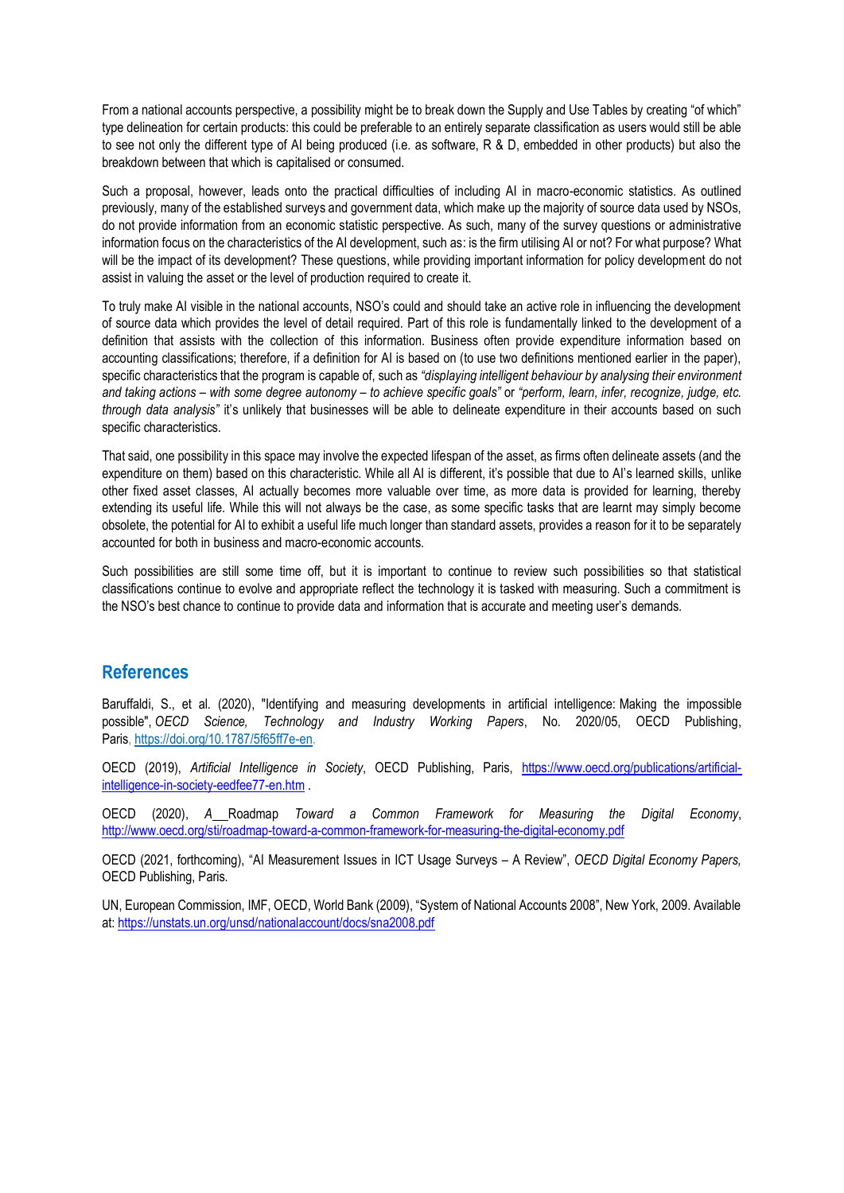From a national accounts perspective, a possibility might be to break down the Supply and Use Tables by creating "of which" type delineation for certain products: this could be preferable to an entirely separate classification as users would still be able to see not only the different type of AI being produced (i.e. as software, R & D, embedded in other products) but also the breakdown between that which is capitalised or consumed.

Such a proposal, however, leads onto the practical difficulties of including AI in macro-economic statistics. As outlined previously, many of the established surveys and government data, which make up the majority of source data used by NSOs, do not provide information from an economic statistic perspective. As such, many of the survey questions or administrative information focus on the characteristics of the AI development, such as: is the firm utilising AI or not? For what purpose? What will be the impact of its development? These questions, while providing important information for policy development do not assist in valuing the asset or the level of production required to create it.

To truly make AI visible in the national accounts, NSO's could and should take an active role in influencing the development of source data which provides the level of detail required. Part of this role is fundamentally linked to the development of a definition that assists with the collection of this information. Business often provide expenditure information based on accounting classifications; therefore, if a definition for AI is based on (to use two definitions mentioned earlier in the paper), specific characteristics that the program is capable of, such as *"displaying intelligent behaviour by analysing their environment and taking actions – with some degree autonomy – to achieve specific goals"* or *"perform, learn, infer, recognize, judge, etc. through data analysis"* it's unlikely that businesses will be able to delineate expenditure in their accounts based on such specific characteristics.

That said, one possibility in this space may involve the expected lifespan of the asset, as firms often delineate assets (and the expenditure on them) based on this characteristic. While all AI is different, it's possible that due to AI's learned skills, unlike other fixed asset classes, AI actually becomes more valuable over time, as more data is provided for learning, thereby extending its useful life. While this will not always be the case, as some specific tasks that are learnt may simply become obsolete, the potential for AI to exhibit a useful life much longer than standard assets, provides a reason for it to be separately accounted for both in business and macro-economic accounts.

Such possibilities are still some time off, but it is important to continue to review such possibilities so that statistical classifications continue to evolve and appropriate reflect the technology it is tasked with measuring. Such a commitment is the NSO's best chance to continue to provide data and information that is accurate and meeting user's demands.

## References

Baruffaldi, S., et al. (2020), "Identifying and measuring developments in artificial intelligence: Making the impossible possible", *OECD Science, Technology and Industry Working Papers*, No. 2020/05, OECD Publishing, Paris, https://doi.org/10.1787/5f65ff7e-en.

OECD (2019), *Artificial Intelligence in Society*, OECD Publishing, Paris, https://www.oecd.org/publications/artificial-intelligence-in-society-eedfee77-en.htm .

OECD (2020), *A* Roadmap *Toward a Common Framework for Measuring the Digital Economy*, http://www.oecd.org/sti/roadmap-toward-a-common-framework-for-measuring-the-digital-economy.pdf

OECD (2021, forthcoming), "AI Measurement Issues in ICT Usage Surveys – A Review", *OECD Digital Economy Papers,* OECD Publishing, Paris.

UN, European Commission, IMF, OECD, World Bank (2009), "System of National Accounts 2008", New York, 2009. Available at: https://unstats.un.org/unsd/nationalaccount/docs/sna2008.pdf